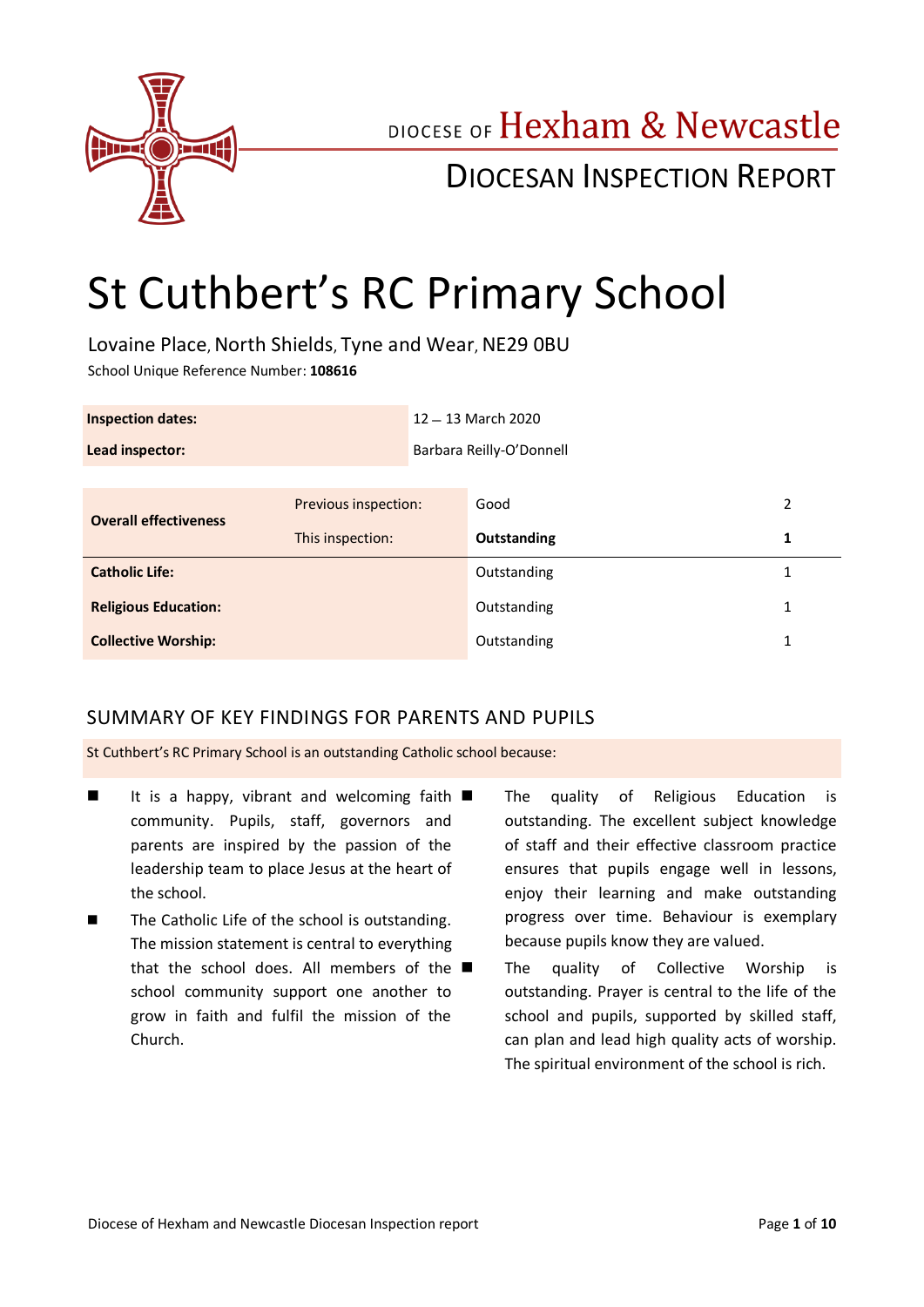DIOCESE OF Hexham & Newcastle

DIOCESAN INSPECTION REPORT

# St Cuthbert's RC Primary School

Lovaine Place, North Shields, Tyne and Wear, NE29 0BU

School Unique Reference Number: **108616**

| | |
|---|---|
| **Inspection dates:** | 12 – 13 March 2020 |
| **Lead inspector:** | Barbara Reilly-O'Donnell |

| | | | |
|---|---|---|---|
| **Overall effectiveness** | Previous inspection: | Good | 2 |
| | This inspection: | **Outstanding** | **1** |
| **Catholic Life:** | | Outstanding | 1 |
| **Religious Education:** | | Outstanding | 1 |
| **Collective Worship:** | | Outstanding | 1 |

## SUMMARY OF KEY FINDINGS FOR PARENTS AND PUPILS

St Cuthbert's RC Primary School is an outstanding Catholic school because:

- It is a happy, vibrant and welcoming faith community. Pupils, staff, governors and parents are inspired by the passion of the leadership team to place Jesus at the heart of the school.
- The Catholic Life of the school is outstanding. The mission statement is central to everything that the school does. All members of the school community support one another to grow in faith and fulfil the mission of the Church.
- The quality of Religious Education is outstanding. The excellent subject knowledge of staff and their effective classroom practice ensures that pupils engage well in lessons, enjoy their learning and make outstanding progress over time. Behaviour is exemplary because pupils know they are valued.
- The quality of Collective Worship is outstanding. Prayer is central to the life of the school and pupils, supported by skilled staff, can plan and lead high quality acts of worship. The spiritual environment of the school is rich.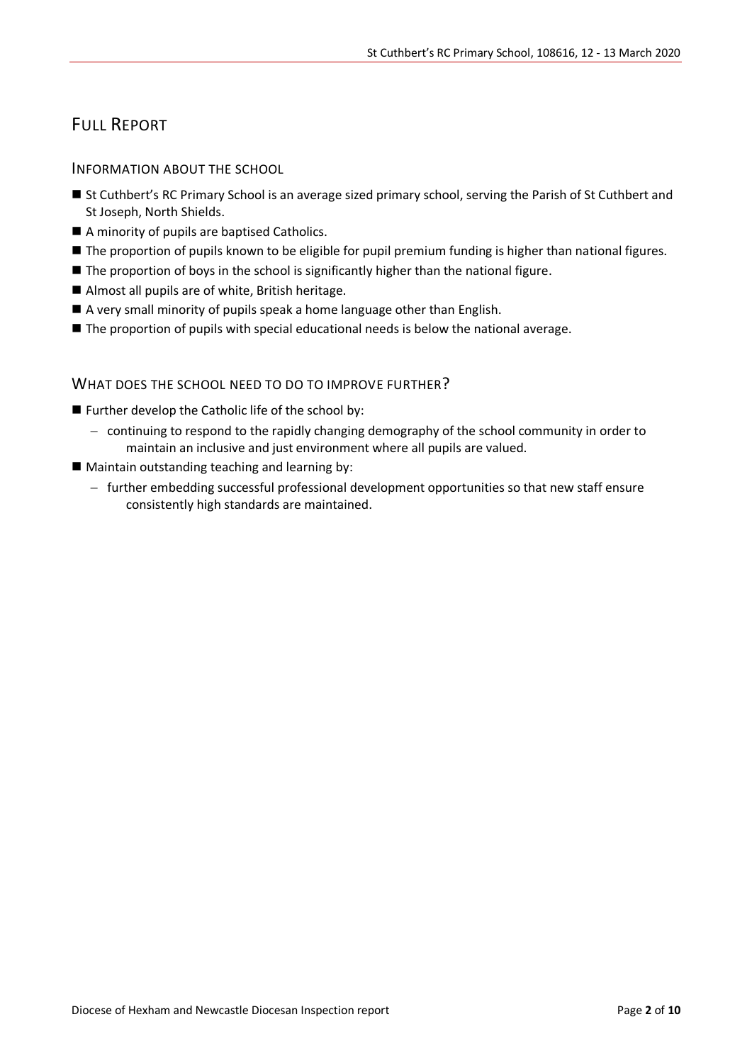# Full Report

## Information about the school

- St Cuthbert's RC Primary School is an average sized primary school, serving the Parish of St Cuthbert and St Joseph, North Shields.
- A minority of pupils are baptised Catholics.
- The proportion of pupils known to be eligible for pupil premium funding is higher than national figures.
- The proportion of boys in the school is significantly higher than the national figure.
- Almost all pupils are of white, British heritage.
- A very small minority of pupils speak a home language other than English.
- The proportion of pupils with special educational needs is below the national average.

## What does the school need to do to improve further?

- Further develop the Catholic life of the school by:
  - continuing to respond to the rapidly changing demography of the school community in order to maintain an inclusive and just environment where all pupils are valued.
- Maintain outstanding teaching and learning by:
  - further embedding successful professional development opportunities so that new staff ensure consistently high standards are maintained.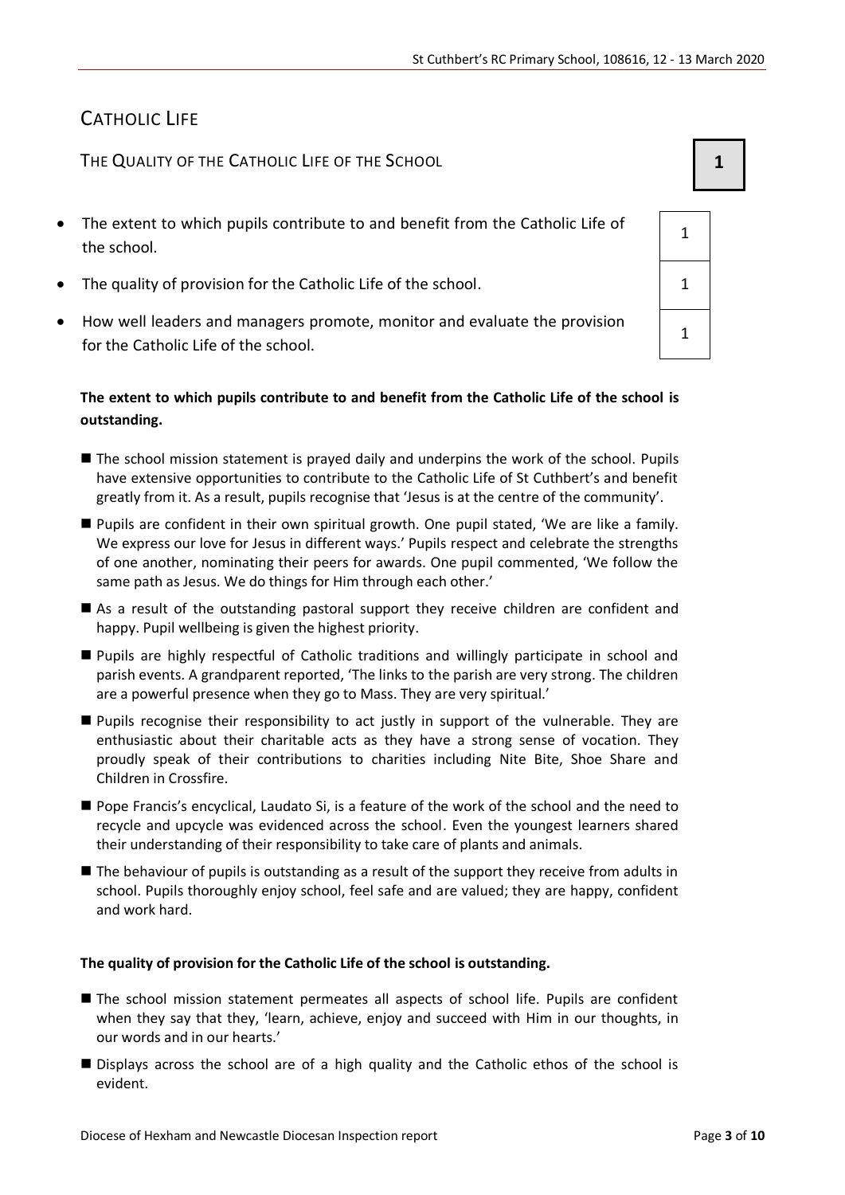# CATHOLIC LIFE

## THE QUALITY OF THE CATHOLIC LIFE OF THE SCHOOL — 1

| | |
|---|---|
| The extent to which pupils contribute to and benefit from the Catholic Life of the school. | 1 |
| The quality of provision for the Catholic Life of the school. | 1 |
| How well leaders and managers promote, monitor and evaluate the provision for the Catholic Life of the school. | 1 |

**The extent to which pupils contribute to and benefit from the Catholic Life of the school is outstanding.**

- The school mission statement is prayed daily and underpins the work of the school. Pupils have extensive opportunities to contribute to the Catholic Life of St Cuthbert's and benefit greatly from it. As a result, pupils recognise that 'Jesus is at the centre of the community'.
- Pupils are confident in their own spiritual growth. One pupil stated, 'We are like a family. We express our love for Jesus in different ways.' Pupils respect and celebrate the strengths of one another, nominating their peers for awards. One pupil commented, 'We follow the same path as Jesus. We do things for Him through each other.'
- As a result of the outstanding pastoral support they receive children are confident and happy. Pupil wellbeing is given the highest priority.
- Pupils are highly respectful of Catholic traditions and willingly participate in school and parish events. A grandparent reported, 'The links to the parish are very strong. The children are a powerful presence when they go to Mass. They are very spiritual.'
- Pupils recognise their responsibility to act justly in support of the vulnerable. They are enthusiastic about their charitable acts as they have a strong sense of vocation. They proudly speak of their contributions to charities including Nite Bite, Shoe Share and Children in Crossfire.
- Pope Francis's encyclical, Laudato Si, is a feature of the work of the school and the need to recycle and upcycle was evidenced across the school. Even the youngest learners shared their understanding of their responsibility to take care of plants and animals.
- The behaviour of pupils is outstanding as a result of the support they receive from adults in school. Pupils thoroughly enjoy school, feel safe and are valued; they are happy, confident and work hard.

**The quality of provision for the Catholic Life of the school is outstanding.**

- The school mission statement permeates all aspects of school life. Pupils are confident when they say that they, 'learn, achieve, enjoy and succeed with Him in our thoughts, in our words and in our hearts.'
- Displays across the school are of a high quality and the Catholic ethos of the school is evident.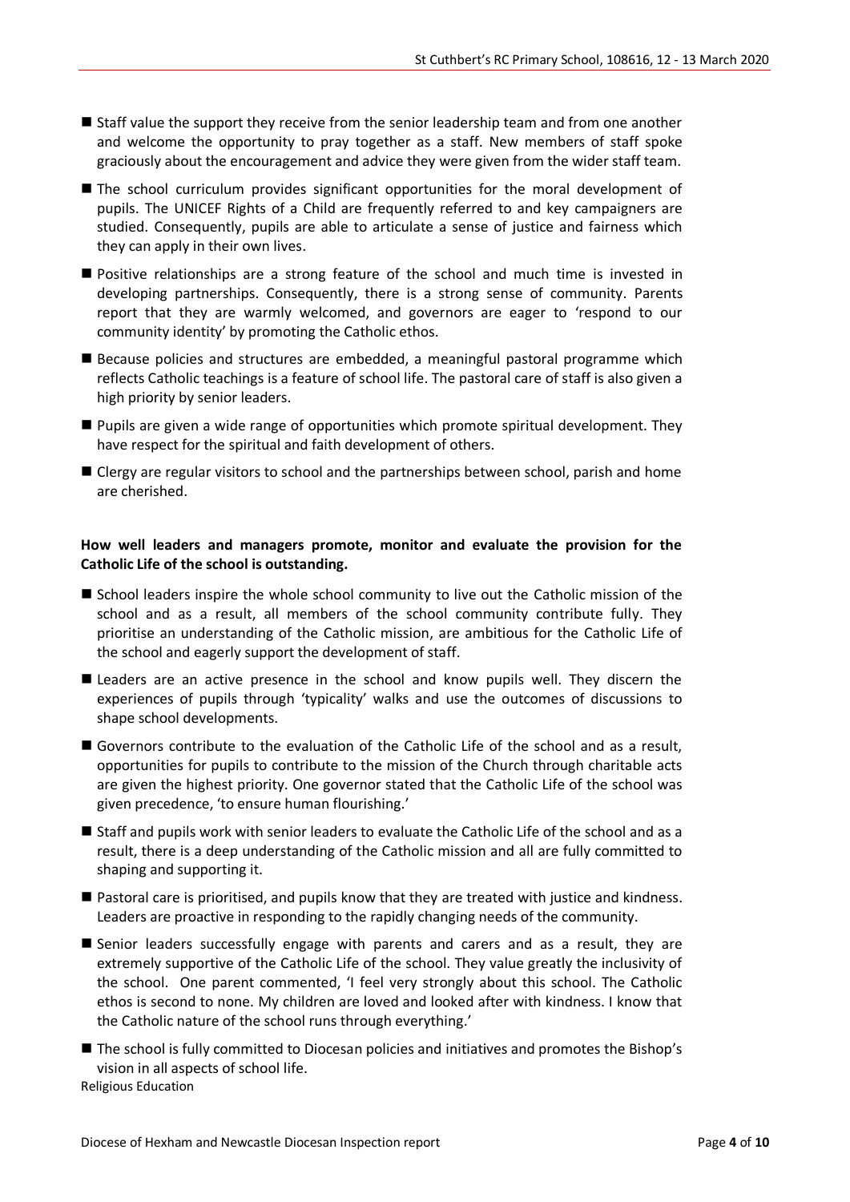- Staff value the support they receive from the senior leadership team and from one another and welcome the opportunity to pray together as a staff. New members of staff spoke graciously about the encouragement and advice they were given from the wider staff team.
- The school curriculum provides significant opportunities for the moral development of pupils. The UNICEF Rights of a Child are frequently referred to and key campaigners are studied. Consequently, pupils are able to articulate a sense of justice and fairness which they can apply in their own lives.
- Positive relationships are a strong feature of the school and much time is invested in developing partnerships. Consequently, there is a strong sense of community. Parents report that they are warmly welcomed, and governors are eager to 'respond to our community identity' by promoting the Catholic ethos.
- Because policies and structures are embedded, a meaningful pastoral programme which reflects Catholic teachings is a feature of school life. The pastoral care of staff is also given a high priority by senior leaders.
- Pupils are given a wide range of opportunities which promote spiritual development. They have respect for the spiritual and faith development of others.
- Clergy are regular visitors to school and the partnerships between school, parish and home are cherished.

**How well leaders and managers promote, monitor and evaluate the provision for the Catholic Life of the school is outstanding.**

- School leaders inspire the whole school community to live out the Catholic mission of the school and as a result, all members of the school community contribute fully. They prioritise an understanding of the Catholic mission, are ambitious for the Catholic Life of the school and eagerly support the development of staff.
- Leaders are an active presence in the school and know pupils well. They discern the experiences of pupils through 'typicality' walks and use the outcomes of discussions to shape school developments.
- Governors contribute to the evaluation of the Catholic Life of the school and as a result, opportunities for pupils to contribute to the mission of the Church through charitable acts are given the highest priority. One governor stated that the Catholic Life of the school was given precedence, 'to ensure human flourishing.'
- Staff and pupils work with senior leaders to evaluate the Catholic Life of the school and as a result, there is a deep understanding of the Catholic mission and all are fully committed to shaping and supporting it.
- Pastoral care is prioritised, and pupils know that they are treated with justice and kindness. Leaders are proactive in responding to the rapidly changing needs of the community.
- Senior leaders successfully engage with parents and carers and as a result, they are extremely supportive of the Catholic Life of the school. They value greatly the inclusivity of the school. One parent commented, 'I feel very strongly about this school. The Catholic ethos is second to none. My children are loved and looked after with kindness. I know that the Catholic nature of the school runs through everything.'
- The school is fully committed to Diocesan policies and initiatives and promotes the Bishop's vision in all aspects of school life.

Religious Education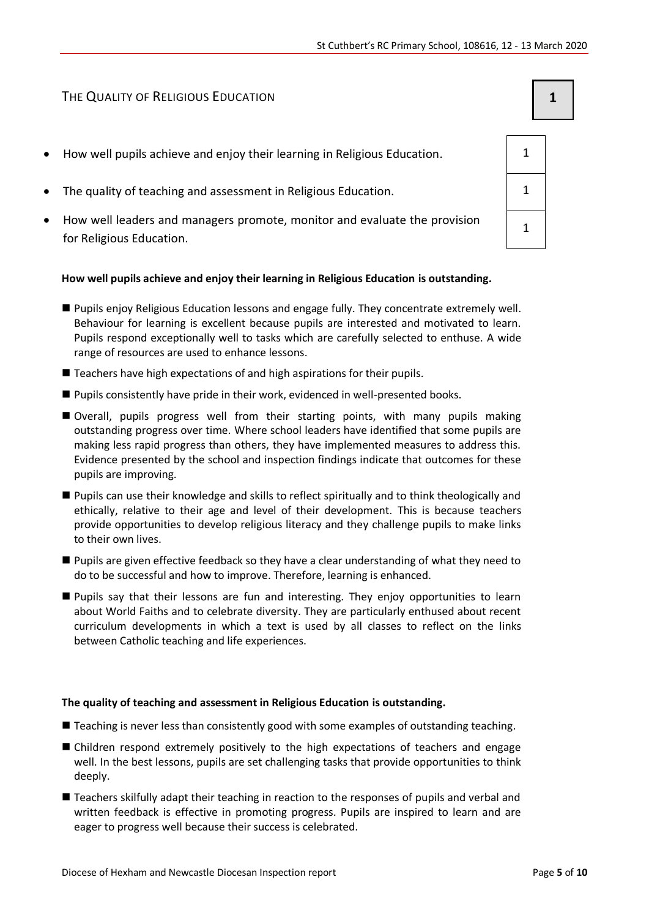## THE QUALITY OF RELIGIOUS EDUCATION

**1**

| | |
|---|---|
| How well pupils achieve and enjoy their learning in Religious Education. | 1 |
| The quality of teaching and assessment in Religious Education. | 1 |
| How well leaders and managers promote, monitor and evaluate the provision for Religious Education. | 1 |

**How well pupils achieve and enjoy their learning in Religious Education is outstanding.**

- Pupils enjoy Religious Education lessons and engage fully. They concentrate extremely well. Behaviour for learning is excellent because pupils are interested and motivated to learn. Pupils respond exceptionally well to tasks which are carefully selected to enthuse. A wide range of resources are used to enhance lessons.
- Teachers have high expectations of and high aspirations for their pupils.
- Pupils consistently have pride in their work, evidenced in well-presented books.
- Overall, pupils progress well from their starting points, with many pupils making outstanding progress over time. Where school leaders have identified that some pupils are making less rapid progress than others, they have implemented measures to address this. Evidence presented by the school and inspection findings indicate that outcomes for these pupils are improving.
- Pupils can use their knowledge and skills to reflect spiritually and to think theologically and ethically, relative to their age and level of their development. This is because teachers provide opportunities to develop religious literacy and they challenge pupils to make links to their own lives.
- Pupils are given effective feedback so they have a clear understanding of what they need to do to be successful and how to improve. Therefore, learning is enhanced.
- Pupils say that their lessons are fun and interesting. They enjoy opportunities to learn about World Faiths and to celebrate diversity. They are particularly enthused about recent curriculum developments in which a text is used by all classes to reflect on the links between Catholic teaching and life experiences.

**The quality of teaching and assessment in Religious Education is outstanding.**

- Teaching is never less than consistently good with some examples of outstanding teaching.
- Children respond extremely positively to the high expectations of teachers and engage well. In the best lessons, pupils are set challenging tasks that provide opportunities to think deeply.
- Teachers skilfully adapt their teaching in reaction to the responses of pupils and verbal and written feedback is effective in promoting progress. Pupils are inspired to learn and are eager to progress well because their success is celebrated.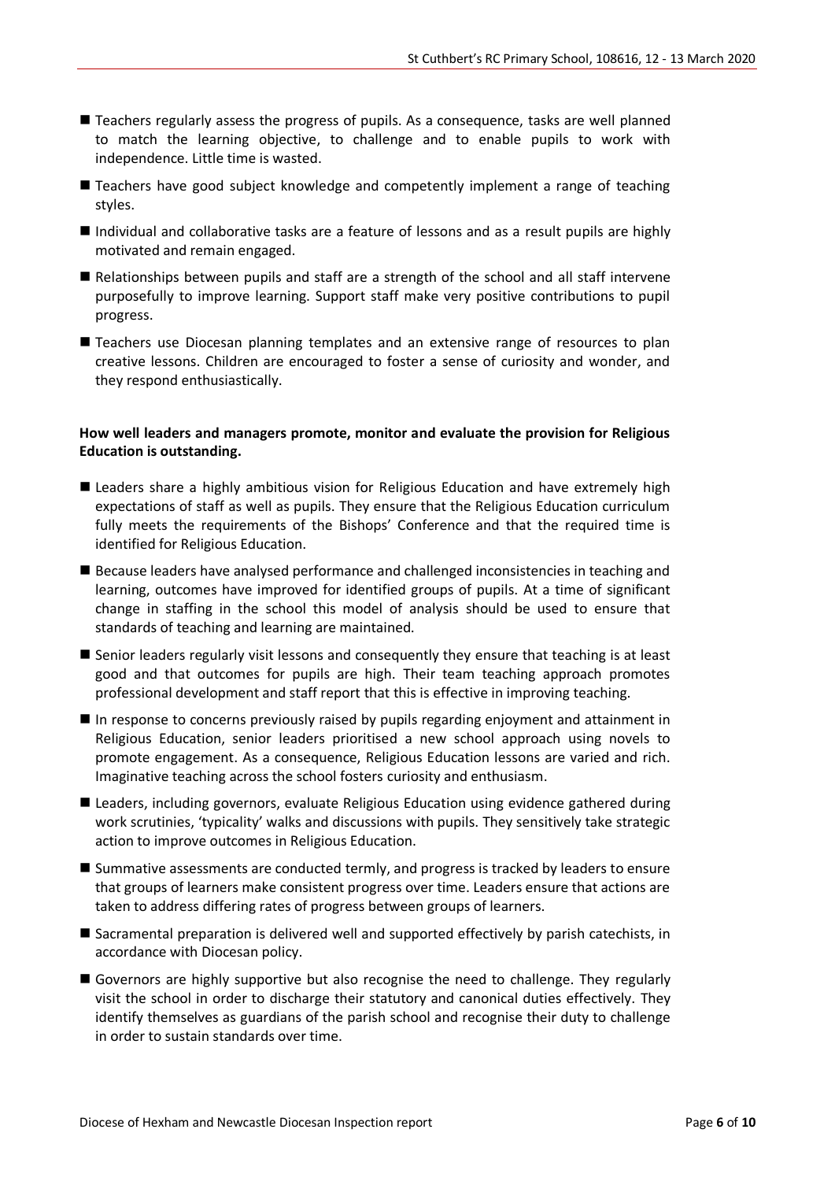- Teachers regularly assess the progress of pupils. As a consequence, tasks are well planned to match the learning objective, to challenge and to enable pupils to work with independence. Little time is wasted.
- Teachers have good subject knowledge and competently implement a range of teaching styles.
- Individual and collaborative tasks are a feature of lessons and as a result pupils are highly motivated and remain engaged.
- Relationships between pupils and staff are a strength of the school and all staff intervene purposefully to improve learning. Support staff make very positive contributions to pupil progress.
- Teachers use Diocesan planning templates and an extensive range of resources to plan creative lessons. Children are encouraged to foster a sense of curiosity and wonder, and they respond enthusiastically.

**How well leaders and managers promote, monitor and evaluate the provision for Religious Education is outstanding.**

- Leaders share a highly ambitious vision for Religious Education and have extremely high expectations of staff as well as pupils. They ensure that the Religious Education curriculum fully meets the requirements of the Bishops' Conference and that the required time is identified for Religious Education.
- Because leaders have analysed performance and challenged inconsistencies in teaching and learning, outcomes have improved for identified groups of pupils. At a time of significant change in staffing in the school this model of analysis should be used to ensure that standards of teaching and learning are maintained.
- Senior leaders regularly visit lessons and consequently they ensure that teaching is at least good and that outcomes for pupils are high. Their team teaching approach promotes professional development and staff report that this is effective in improving teaching.
- In response to concerns previously raised by pupils regarding enjoyment and attainment in Religious Education, senior leaders prioritised a new school approach using novels to promote engagement. As a consequence, Religious Education lessons are varied and rich. Imaginative teaching across the school fosters curiosity and enthusiasm.
- Leaders, including governors, evaluate Religious Education using evidence gathered during work scrutinies, 'typicality' walks and discussions with pupils. They sensitively take strategic action to improve outcomes in Religious Education.
- Summative assessments are conducted termly, and progress is tracked by leaders to ensure that groups of learners make consistent progress over time. Leaders ensure that actions are taken to address differing rates of progress between groups of learners.
- Sacramental preparation is delivered well and supported effectively by parish catechists, in accordance with Diocesan policy.
- Governors are highly supportive but also recognise the need to challenge. They regularly visit the school in order to discharge their statutory and canonical duties effectively. They identify themselves as guardians of the parish school and recognise their duty to challenge in order to sustain standards over time.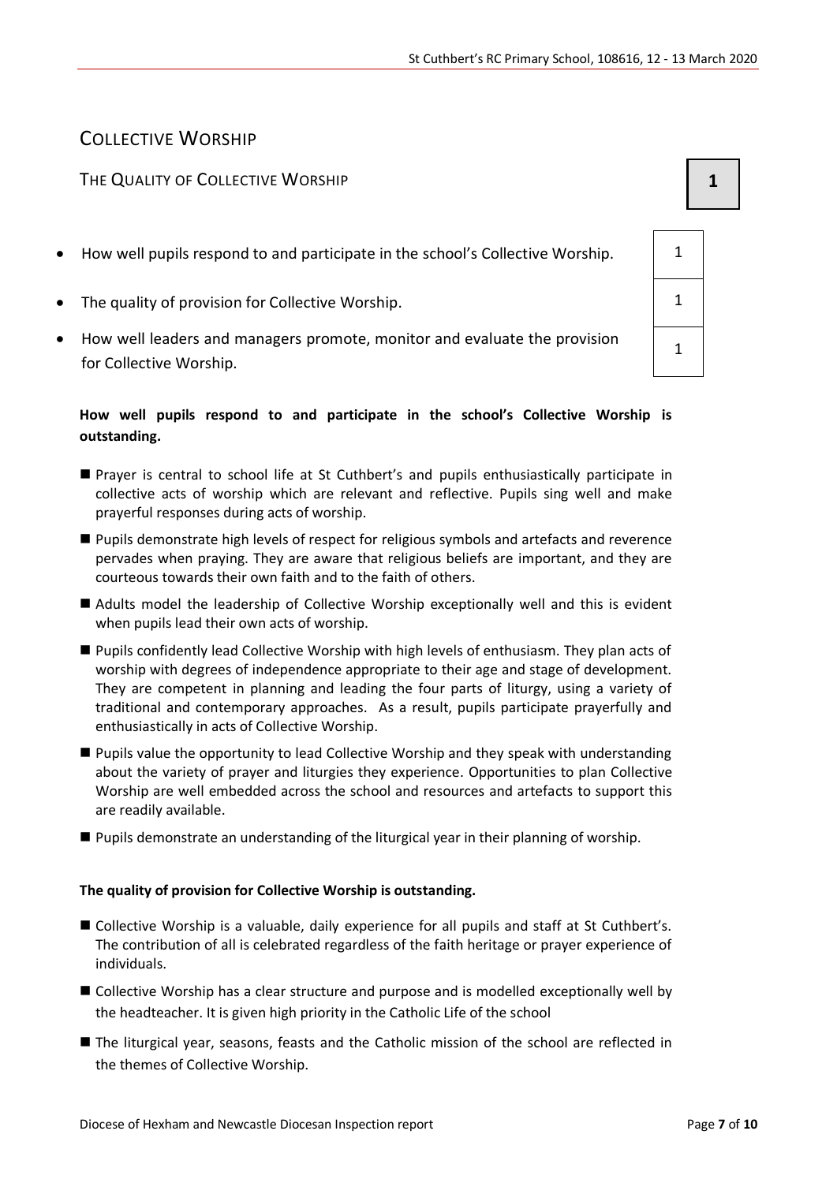## COLLECTIVE WORSHIP

### THE QUALITY OF COLLECTIVE WORSHIP — 1

| | |
|---|---|
| How well pupils respond to and participate in the school's Collective Worship. | 1 |
| The quality of provision for Collective Worship. | 1 |
| How well leaders and managers promote, monitor and evaluate the provision for Collective Worship. | 1 |

**How well pupils respond to and participate in the school's Collective Worship is outstanding.**

- Prayer is central to school life at St Cuthbert's and pupils enthusiastically participate in collective acts of worship which are relevant and reflective. Pupils sing well and make prayerful responses during acts of worship.
- Pupils demonstrate high levels of respect for religious symbols and artefacts and reverence pervades when praying. They are aware that religious beliefs are important, and they are courteous towards their own faith and to the faith of others.
- Adults model the leadership of Collective Worship exceptionally well and this is evident when pupils lead their own acts of worship.
- Pupils confidently lead Collective Worship with high levels of enthusiasm. They plan acts of worship with degrees of independence appropriate to their age and stage of development. They are competent in planning and leading the four parts of liturgy, using a variety of traditional and contemporary approaches. As a result, pupils participate prayerfully and enthusiastically in acts of Collective Worship.
- Pupils value the opportunity to lead Collective Worship and they speak with understanding about the variety of prayer and liturgies they experience. Opportunities to plan Collective Worship are well embedded across the school and resources and artefacts to support this are readily available.
- Pupils demonstrate an understanding of the liturgical year in their planning of worship.

**The quality of provision for Collective Worship is outstanding.**

- Collective Worship is a valuable, daily experience for all pupils and staff at St Cuthbert's. The contribution of all is celebrated regardless of the faith heritage or prayer experience of individuals.
- Collective Worship has a clear structure and purpose and is modelled exceptionally well by the headteacher. It is given high priority in the Catholic Life of the school
- The liturgical year, seasons, feasts and the Catholic mission of the school are reflected in the themes of Collective Worship.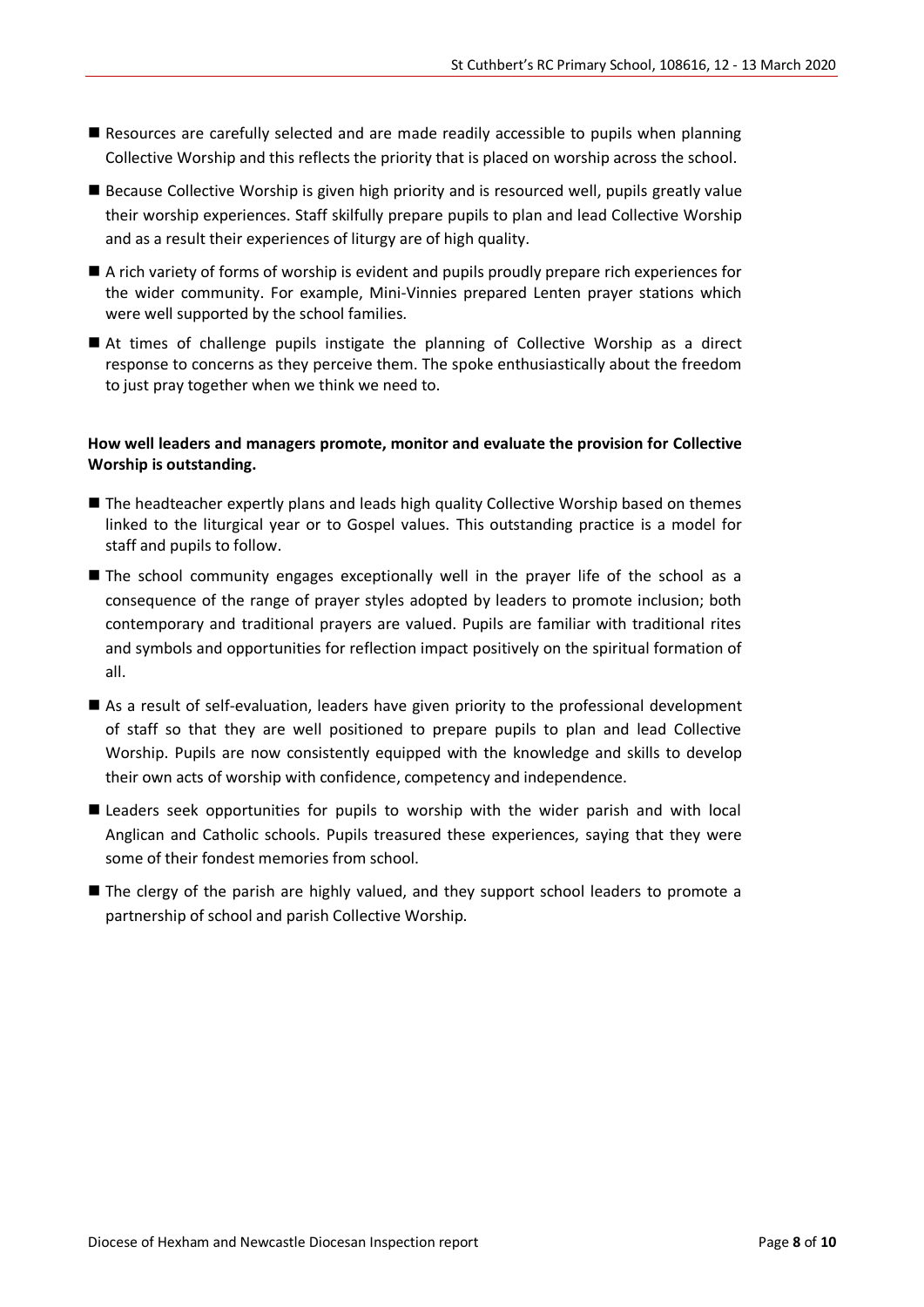- Resources are carefully selected and are made readily accessible to pupils when planning Collective Worship and this reflects the priority that is placed on worship across the school.
- Because Collective Worship is given high priority and is resourced well, pupils greatly value their worship experiences. Staff skilfully prepare pupils to plan and lead Collective Worship and as a result their experiences of liturgy are of high quality.
- A rich variety of forms of worship is evident and pupils proudly prepare rich experiences for the wider community. For example, Mini-Vinnies prepared Lenten prayer stations which were well supported by the school families.
- At times of challenge pupils instigate the planning of Collective Worship as a direct response to concerns as they perceive them. The spoke enthusiastically about the freedom to just pray together when we think we need to.

**How well leaders and managers promote, monitor and evaluate the provision for Collective Worship is outstanding.**

- The headteacher expertly plans and leads high quality Collective Worship based on themes linked to the liturgical year or to Gospel values. This outstanding practice is a model for staff and pupils to follow.
- The school community engages exceptionally well in the prayer life of the school as a consequence of the range of prayer styles adopted by leaders to promote inclusion; both contemporary and traditional prayers are valued. Pupils are familiar with traditional rites and symbols and opportunities for reflection impact positively on the spiritual formation of all.
- As a result of self-evaluation, leaders have given priority to the professional development of staff so that they are well positioned to prepare pupils to plan and lead Collective Worship. Pupils are now consistently equipped with the knowledge and skills to develop their own acts of worship with confidence, competency and independence.
- Leaders seek opportunities for pupils to worship with the wider parish and with local Anglican and Catholic schools. Pupils treasured these experiences, saying that they were some of their fondest memories from school.
- The clergy of the parish are highly valued, and they support school leaders to promote a partnership of school and parish Collective Worship.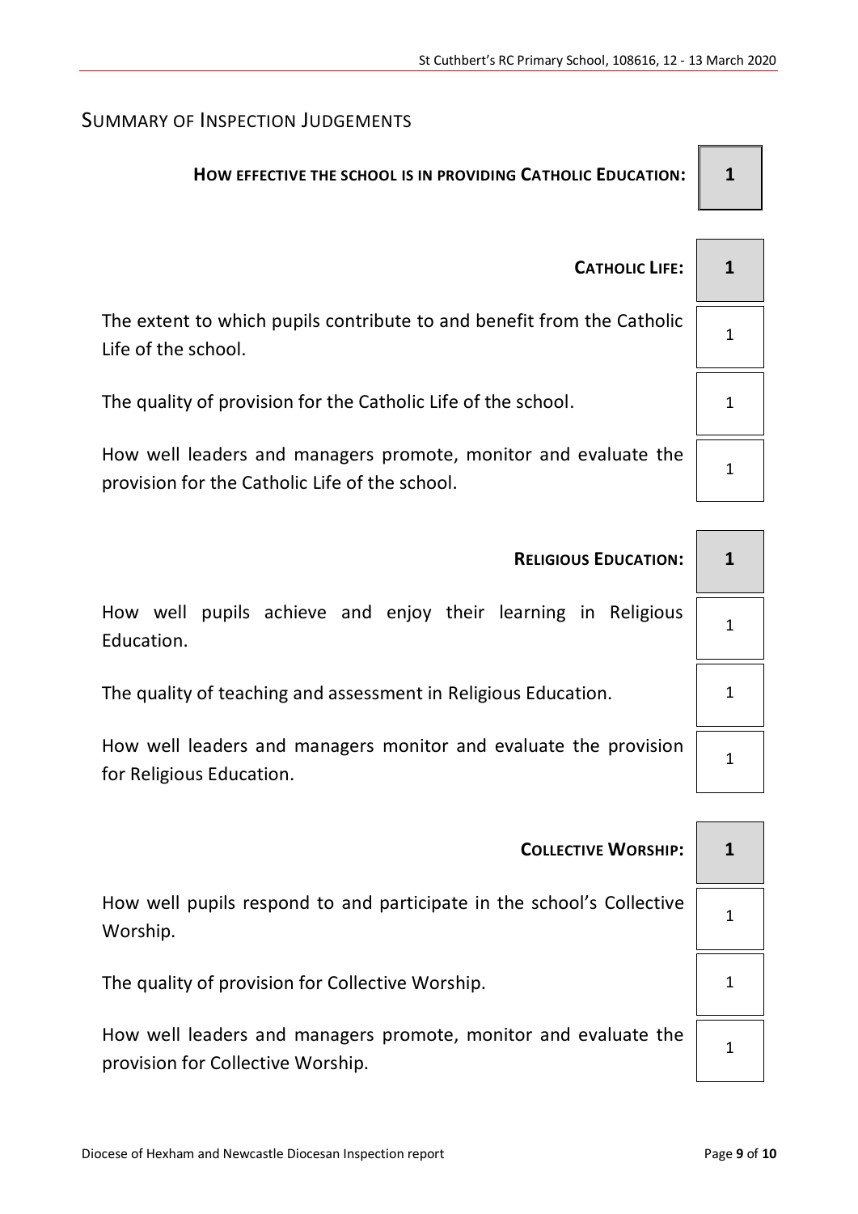## Summary of Inspection Judgements

| | |
|---|---|
| **How effective the school is in providing Catholic Education:** | **1** |
| | |
| **Catholic Life:** | **1** |
| The extent to which pupils contribute to and benefit from the Catholic Life of the school. | 1 |
| The quality of provision for the Catholic Life of the school. | 1 |
| How well leaders and managers promote, monitor and evaluate the provision for the Catholic Life of the school. | 1 |
| | |
| **Religious Education:** | **1** |
| How well pupils achieve and enjoy their learning in Religious Education. | 1 |
| The quality of teaching and assessment in Religious Education. | 1 |
| How well leaders and managers monitor and evaluate the provision for Religious Education. | 1 |
| | |
| **Collective Worship:** | **1** |
| How well pupils respond to and participate in the school's Collective Worship. | 1 |
| The quality of provision for Collective Worship. | 1 |
| How well leaders and managers promote, monitor and evaluate the provision for Collective Worship. | 1 |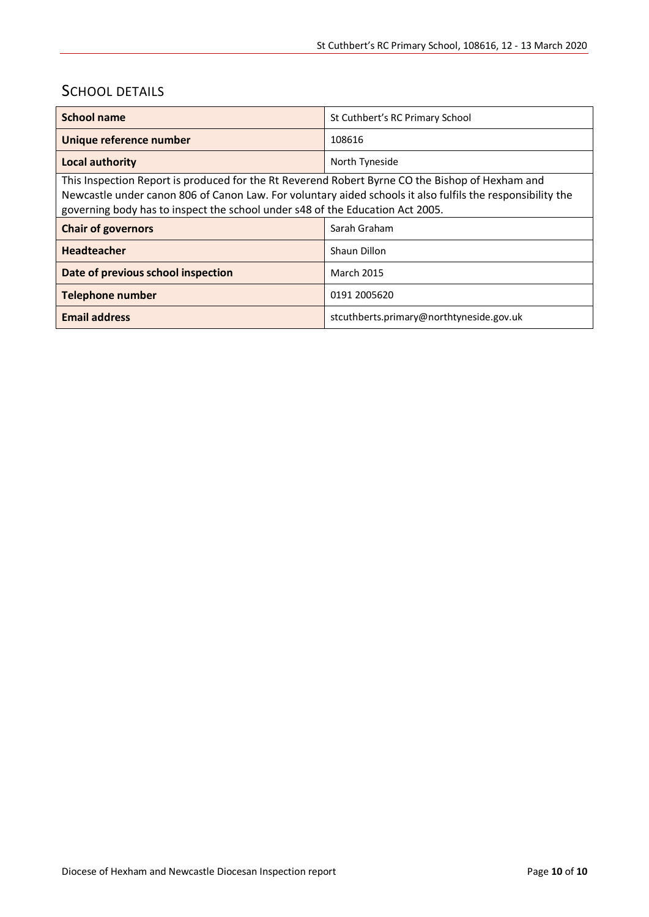## SCHOOL DETAILS

| | |
|---|---|
| **School name** | St Cuthbert's RC Primary School |
| **Unique reference number** | 108616 |
| **Local authority** | North Tyneside |
| This Inspection Report is produced for the Rt Reverend Robert Byrne CO the Bishop of Hexham and Newcastle under canon 806 of Canon Law. For voluntary aided schools it also fulfils the responsibility the governing body has to inspect the school under s48 of the Education Act 2005. | |
| **Chair of governors** | Sarah Graham |
| **Headteacher** | Shaun Dillon |
| **Date of previous school inspection** | March 2015 |
| **Telephone number** | 0191 2005620 |
| **Email address** | stcuthberts.primary@northtyneside.gov.uk |